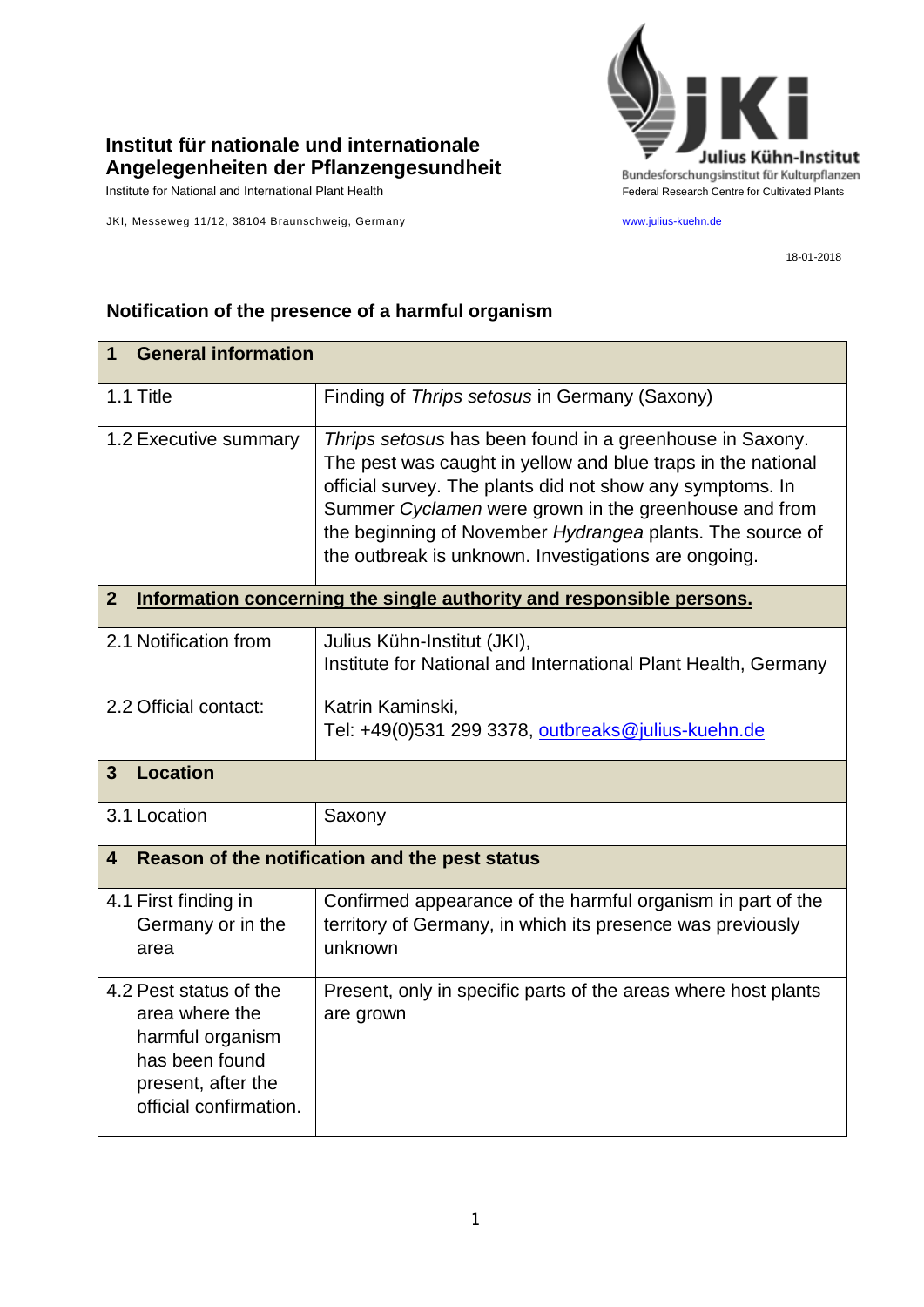**Institut für nationale und internationale Angelegenheiten der Pflanzengesundheit**
Institute for National and International Plant Health

Julius Kühn-Institut
Bundesforschungsinstitut für Kulturpflanzen
Federal Research Centre for Cultivated Plants

JKI, Messeweg 11/12, 38104 Braunschweig, Germany

www.julius-kuehn.de

18-01-2018

## Notification of the presence of a harmful organism

| **1 General information** | |
|---|---|
| 1.1 Title | Finding of *Thrips setosus* in Germany (Saxony) |
| 1.2 Executive summary | *Thrips setosus* has been found in a greenhouse in Saxony. The pest was caught in yellow and blue traps in the national official survey. The plants did not show any symptoms. In Summer *Cyclamen* were grown in the greenhouse and from the beginning of November *Hydrangea* plants. The source of the outbreak is unknown. Investigations are ongoing. |
| **2 Information concerning the single authority and responsible persons.** | |
| 2.1 Notification from | Julius Kühn-Institut (JKI), Institute for National and International Plant Health, Germany |
| 2.2 Official contact: | Katrin Kaminski, Tel: +49(0)531 299 3378, outbreaks@julius-kuehn.de |
| **3 Location** | |
| 3.1 Location | Saxony |
| **4 Reason of the notification and the pest status** | |
| 4.1 First finding in Germany or in the area | Confirmed appearance of the harmful organism in part of the territory of Germany, in which its presence was previously unknown |
| 4.2 Pest status of the area where the harmful organism has been found present, after the official confirmation. | Present, only in specific parts of the areas where host plants are grown |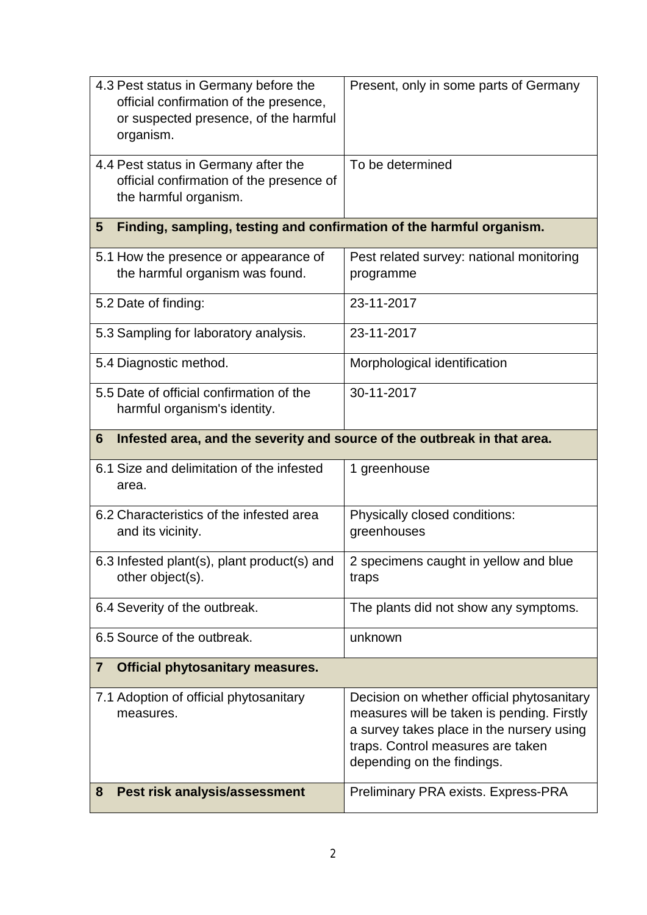| | |
|---|---|
| 4.3 Pest status in Germany before the official confirmation of the presence, or suspected presence, of the harmful organism. | Present, only in some parts of Germany |
| 4.4 Pest status in Germany after the official confirmation of the presence of the harmful organism. | To be determined |
| **5 Finding, sampling, testing and confirmation of the harmful organism.** | |
| 5.1 How the presence or appearance of the harmful organism was found. | Pest related survey: national monitoring programme |
| 5.2 Date of finding: | 23-11-2017 |
| 5.3 Sampling for laboratory analysis. | 23-11-2017 |
| 5.4 Diagnostic method. | Morphological identification |
| 5.5 Date of official confirmation of the harmful organism's identity. | 30-11-2017 |
| **6 Infested area, and the severity and source of the outbreak in that area.** | |
| 6.1 Size and delimitation of the infested area. | 1 greenhouse |
| 6.2 Characteristics of the infested area and its vicinity. | Physically closed conditions: greenhouses |
| 6.3 Infested plant(s), plant product(s) and other object(s). | 2 specimens caught in yellow and blue traps |
| 6.4 Severity of the outbreak. | The plants did not show any symptoms. |
| 6.5 Source of the outbreak. | unknown |
| **7 Official phytosanitary measures.** | |
| 7.1 Adoption of official phytosanitary measures. | Decision on whether official phytosanitary measures will be taken is pending. Firstly a survey takes place in the nursery using traps. Control measures are taken depending on the findings. |
| **8 Pest risk analysis/assessment** | Preliminary PRA exists. Express-PRA |